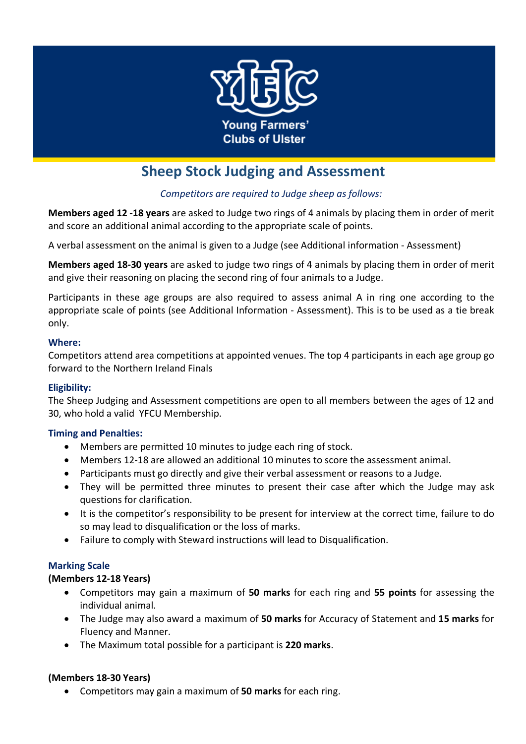# Sheep Stock Judging and Assessment

*Competitors are required to Judge sheep as follows:*

**Members aged 12 -18 years** are asked to Judge two rings of 4 animals by placing them in order of merit and score an additional animal according to the appropriate scale of points.

A verbal assessment on the animal is given to a Judge (see Additional information - Assessment)

**Members aged 18-30 years** are asked to judge two rings of 4 animals by placing them in order of merit and give their reasoning on placing the second ring of four animals to a Judge.

Participants in these age groups are also required to assess animal A in ring one according to the appropriate scale of points (see Additional Information - Assessment). This is to be used as a tie break only.

### Where:

Competitors attend area competitions at appointed venues. The top 4 participants in each age group go forward to the Northern Ireland Finals

### Eligibility:

The Sheep Judging and Assessment competitions are open to all members between the ages of 12 and 30, who hold a valid YFCU Membership.

### Timing and Penalties:

- Members are permitted 10 minutes to judge each ring of stock.
- Members 12-18 are allowed an additional 10 minutes to score the assessment animal.
- Participants must go directly and give their verbal assessment or reasons to a Judge.
- They will be permitted three minutes to present their case after which the Judge may ask questions for clarification.
- It is the competitor's responsibility to be present for interview at the correct time, failure to do so may lead to disqualification or the loss of marks.
- Failure to comply with Steward instructions will lead to Disqualification.

### Marking Scale

**(Members 12-18 Years)**

- Competitors may gain a maximum of **50 marks** for each ring and **55 points** for assessing the individual animal.
- The Judge may also award a maximum of **50 marks** for Accuracy of Statement and **15 marks** for Fluency and Manner.
- The Maximum total possible for a participant is **220 marks**.

**(Members 18-30 Years)**

- Competitors may gain a maximum of **50 marks** for each ring.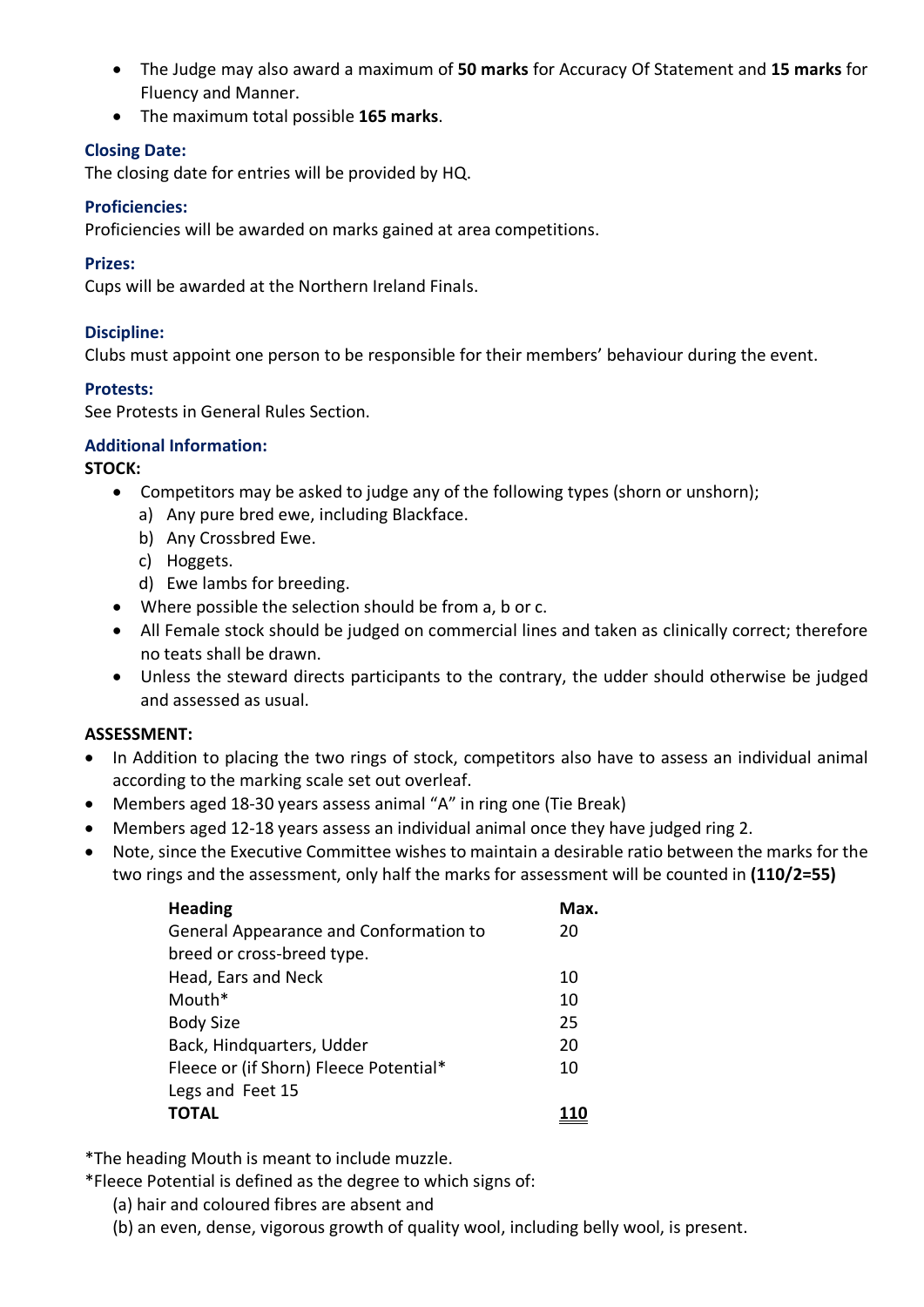- The Judge may also award a maximum of **50 marks** for Accuracy Of Statement and **15 marks** for Fluency and Manner.
- The maximum total possible **165 marks**.

### Closing Date:

The closing date for entries will be provided by HQ.

### Proficiencies:

Proficiencies will be awarded on marks gained at area competitions.

### Prizes:

Cups will be awarded at the Northern Ireland Finals.

### Discipline:

Clubs must appoint one person to be responsible for their members' behaviour during the event.

### Protests:

See Protests in General Rules Section.

### Additional Information:

**STOCK:**

- Competitors may be asked to judge any of the following types (shorn or unshorn);
  a) Any pure bred ewe, including Blackface.
  b) Any Crossbred Ewe.
  c) Hoggets.
  d) Ewe lambs for breeding.
- Where possible the selection should be from a, b or c.
- All Female stock should be judged on commercial lines and taken as clinically correct; therefore no teats shall be drawn.
- Unless the steward directs participants to the contrary, the udder should otherwise be judged and assessed as usual.

**ASSESSMENT:**

- In Addition to placing the two rings of stock, competitors also have to assess an individual animal according to the marking scale set out overleaf.
- Members aged 18-30 years assess animal "A" in ring one (Tie Break)
- Members aged 12-18 years assess an individual animal once they have judged ring 2.
- Note, since the Executive Committee wishes to maintain a desirable ratio between the marks for the two rings and the assessment, only half the marks for assessment will be counted in **(110/2=55)**

| Heading | Max. |
|---|---|
| General Appearance and Conformation to breed or cross-breed type. | 20 |
| Head, Ears and Neck | 10 |
| Mouth* | 10 |
| Body Size | 25 |
| Back, Hindquarters, Udder | 20 |
| Fleece or (if Shorn) Fleece Potential* | 10 |
| Legs and Feet 15 | |
| **TOTAL** | **110** |

*The heading Mouth is meant to include muzzle.

*Fleece Potential is defined as the degree to which signs of:

(a) hair and coloured fibres are absent and

(b) an even, dense, vigorous growth of quality wool, including belly wool, is present.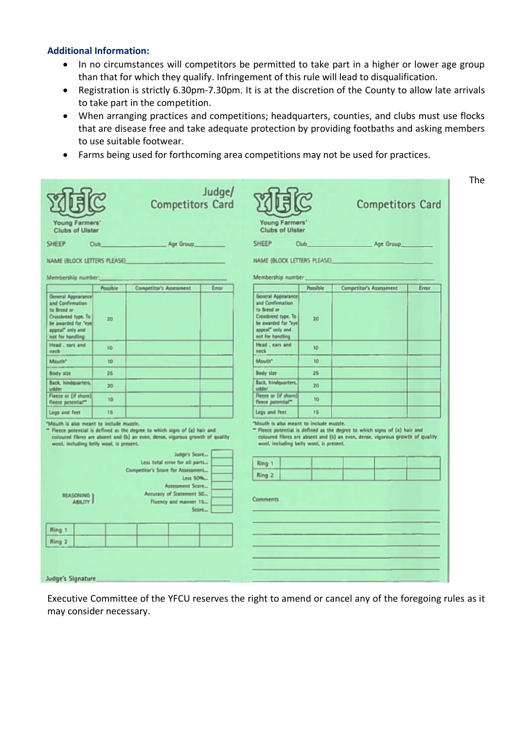**Additional Information:**

- In no circumstances will competitors be permitted to take part in a higher or lower age group than that for which they qualify. Infringement of this rule will lead to disqualification.
- Registration is strictly 6.30pm-7.30pm. It is at the discretion of the County to allow late arrivals to take part in the competition.
- When arranging practices and competitions; headquarters, counties, and clubs must use flocks that are disease free and take adequate protection by providing footbaths and asking members to use suitable footwear.
- Farms being used for forthcoming area competitions may not be used for practices.

YFC Young Farmers' Clubs of Ulster

**Judge/ Competitors Card**

SHEEP Club\_\_\_\_\_\_\_\_\_\_ Age Group\_\_\_\_\_\_\_\_\_\_

NAME (BLOCK LETTERS PLEASE)\_\_\_\_\_\_\_\_\_\_

Membership number:\_\_\_\_\_\_\_\_\_\_

| | Possible | Competitor's Assessment | Error |
|---|---|---|---|
| General Appearance and Confirmation to Breed or Crossbreed type. To be awarded for "eye appeal" only and not for handling | 20 | | |
| Head , ears and neck | 10 | | |
| Mouth* | 10 | | |
| Body size | 25 | | |
| Back, hindquarters, udder | 20 | | |
| Fleece or (if shorn) fleece potential** | 10 | | |
| Legs and feet | 15 | | |

*Mouth is also meant to include muzzle.

** Fleece potential is defined as the degree to which signs of (a) hair and coloured fibres are absent and (b) an even, dense, vigorous growth of quality wool, including belly wool, is present.

| | |
|---|---|
| Judge's Score... | |
| Less total error for all parts... | |
| Competitor's Score for Assessment... | |
| Less 50%... | |
| Assessment Score... | |
| REASONING ABILITY: Accuracy of Statement 50... | |
| REASONING ABILITY: Fluency and manner 15... | |
| Score... | |

| | | | | | |
|---|---|---|---|---|---|
| Ring 1 | | | | | |
| Ring 2 | | | | | |

Judge's Signature\_\_\_\_\_\_\_\_\_\_

YFC Young Farmers' Clubs of Ulster

**Competitors Card**

SHEEP Club\_\_\_\_\_\_\_\_\_\_ Age Group\_\_\_\_\_\_\_\_\_\_

NAME (BLOCK LETTERS PLEASE)\_\_\_\_\_\_\_\_\_\_

Membership number:\_\_\_\_\_\_\_\_\_\_

| | Possible | Competitor's Assessment | Error |
|---|---|---|---|
| General Appearance and Confirmation to Breed or Crossbreed type. To be awarded for "eye appeal" only and not for handling | 20 | | |
| Head , ears and neck | 10 | | |
| Mouth* | 10 | | |
| Body size | 25 | | |
| Back, hindquarters, udder | 20 | | |
| Fleece or (if shorn) fleece potential** | 10 | | |
| Legs and feet | 15 | | |

*Mouth is also meant to include muzzle.

** Fleece potential is defined as the degree to which signs of (a) hair and coloured fibres are absent and (b) an even, dense, vigorous growth of quality wool, including belly wool, is present.

| | | | | | |
|---|---|---|---|---|---|
| Ring 1 | | | | | |
| Ring 2 | | | | | |

Comments

The Executive Committee of the YFCU reserves the right to amend or cancel any of the foregoing rules as it may consider necessary.